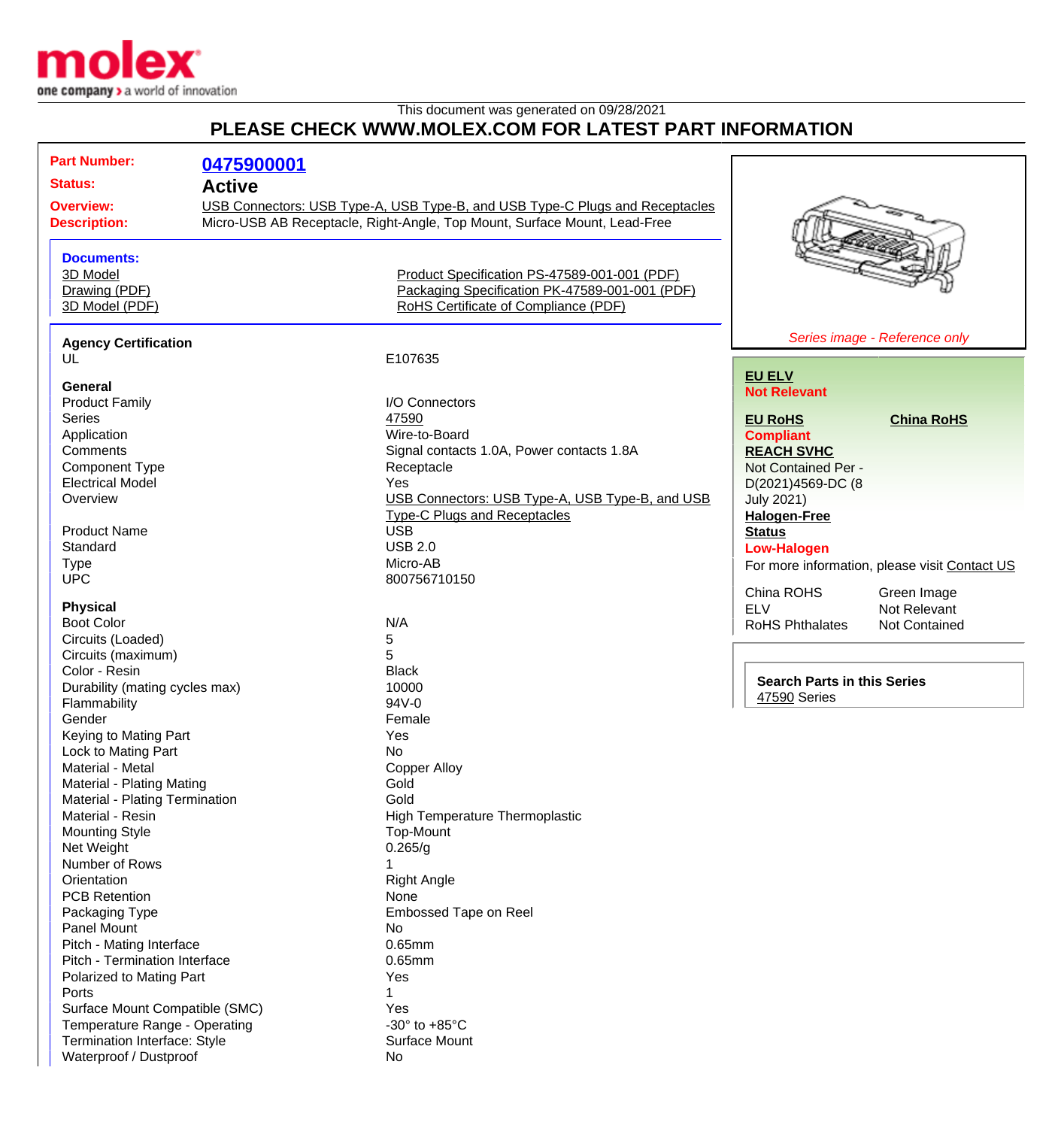This document was generated on 09/28/2021

# PLEASE CHECK WWW.MOLEX.COM FOR LATEST PART INFORMATION

**Part Number:** 0475900001

**Status:** Active

**Overview:** USB Connectors: USB Type-A, USB Type-B, and USB Type-C Plugs and Receptacles

**Description:** Micro-USB AB Receptacle, Right-Angle, Top Mount, Surface Mount, Lead-Free

### Documents:

- 3D Model
- Drawing (PDF)
- 3D Model (PDF)
- Product Specification PS-47589-001-001 (PDF)
- Packaging Specification PK-47589-001-001 (PDF)
- RoHS Certificate of Compliance (PDF)

*Series image - Reference only*

**EU ELV**
**Not Relevant**

**EU RoHS**
**Compliant**

**China RoHS**

**REACH SVHC**
Not Contained Per - D(2021)4569-DC (8 July 2021)

**Halogen-Free Status**
**Low-Halogen**

For more information, please visit Contact US

| | |
|---|---|
| China ROHS | Green Image |
| ELV | Not Relevant |
| RoHS Phthalates | Not Contained |

**Search Parts in this Series**
47590 Series

### Agency Certification

| | |
|---|---|
| UL | E107635 |

### General

| | |
|---|---|
| Product Family | I/O Connectors |
| Series | 47590 |
| Application | Wire-to-Board |
| Comments | Signal contacts 1.0A, Power contacts 1.8A |
| Component Type | Receptacle |
| Electrical Model | Yes |
| Overview | USB Connectors: USB Type-A, USB Type-B, and USB Type-C Plugs and Receptacles |
| Product Name | USB |
| Standard | USB 2.0 |
| Type | Micro-AB |
| UPC | 800756710150 |

### Physical

| | |
|---|---|
| Boot Color | N/A |
| Circuits (Loaded) | 5 |
| Circuits (maximum) | 5 |
| Color - Resin | Black |
| Durability (mating cycles max) | 10000 |
| Flammability | 94V-0 |
| Gender | Female |
| Keying to Mating Part | Yes |
| Lock to Mating Part | No |
| Material - Metal | Copper Alloy |
| Material - Plating Mating | Gold |
| Material - Plating Termination | Gold |
| Material - Resin | High Temperature Thermoplastic |
| Mounting Style | Top-Mount |
| Net Weight | 0.265/g |
| Number of Rows | 1 |
| Orientation | Right Angle |
| PCB Retention | None |
| Packaging Type | Embossed Tape on Reel |
| Panel Mount | No |
| Pitch - Mating Interface | 0.65mm |
| Pitch - Termination Interface | 0.65mm |
| Polarized to Mating Part | Yes |
| Ports | 1 |
| Surface Mount Compatible (SMC) | Yes |
| Temperature Range - Operating | -30° to +85°C |
| Termination Interface: Style | Surface Mount |
| Waterproof / Dustproof | No |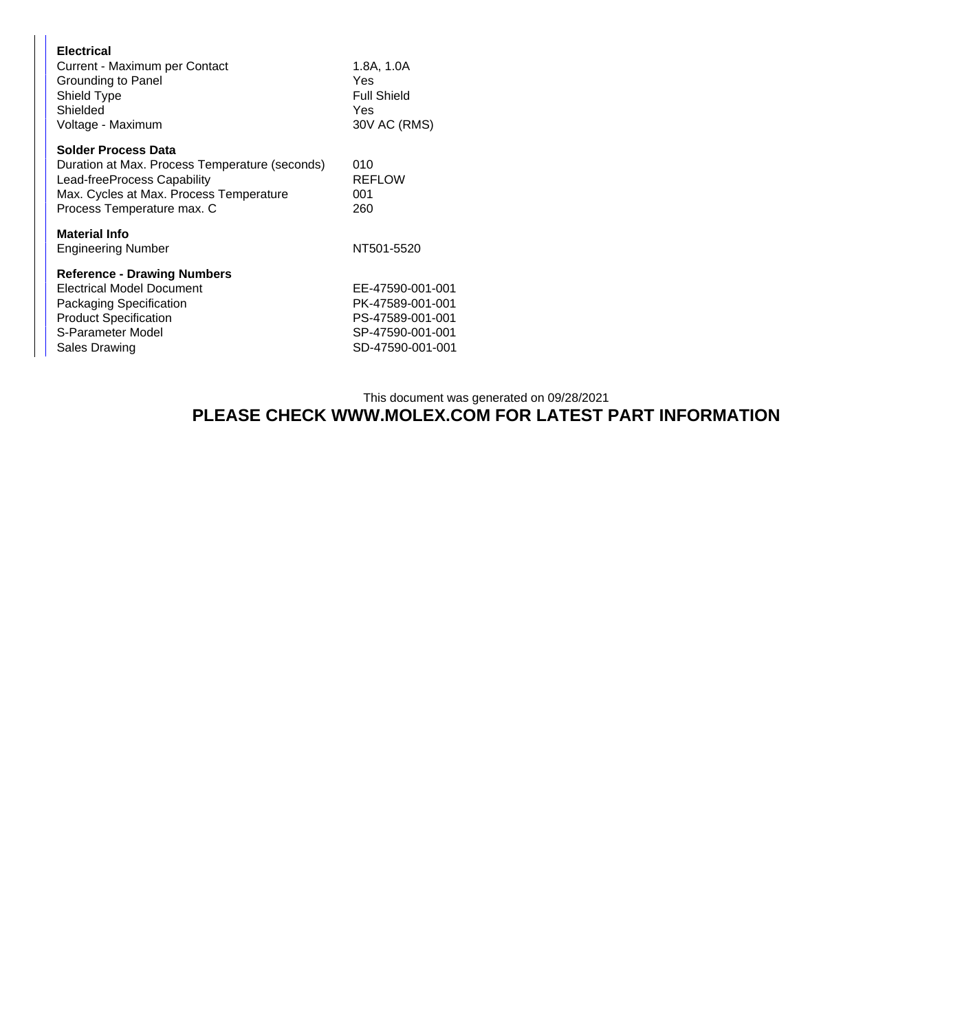**Electrical**

| | |
|---|---|
| Current - Maximum per Contact | 1.8A, 1.0A |
| Grounding to Panel | Yes |
| Shield Type | Full Shield |
| Shielded | Yes |
| Voltage - Maximum | 30V AC (RMS) |

**Solder Process Data**

| | |
|---|---|
| Duration at Max. Process Temperature (seconds) | 010 |
| Lead-freeProcess Capability | REFLOW |
| Max. Cycles at Max. Process Temperature | 001 |
| Process Temperature max. C | 260 |

**Material Info**

| | |
|---|---|
| Engineering Number | NT501-5520 |

**Reference - Drawing Numbers**

| | |
|---|---|
| Electrical Model Document | EE-47590-001-001 |
| Packaging Specification | PK-47589-001-001 |
| Product Specification | PS-47589-001-001 |
| S-Parameter Model | SP-47590-001-001 |
| Sales Drawing | SD-47590-001-001 |

This document was generated on 09/28/2021

**PLEASE CHECK WWW.MOLEX.COM FOR LATEST PART INFORMATION**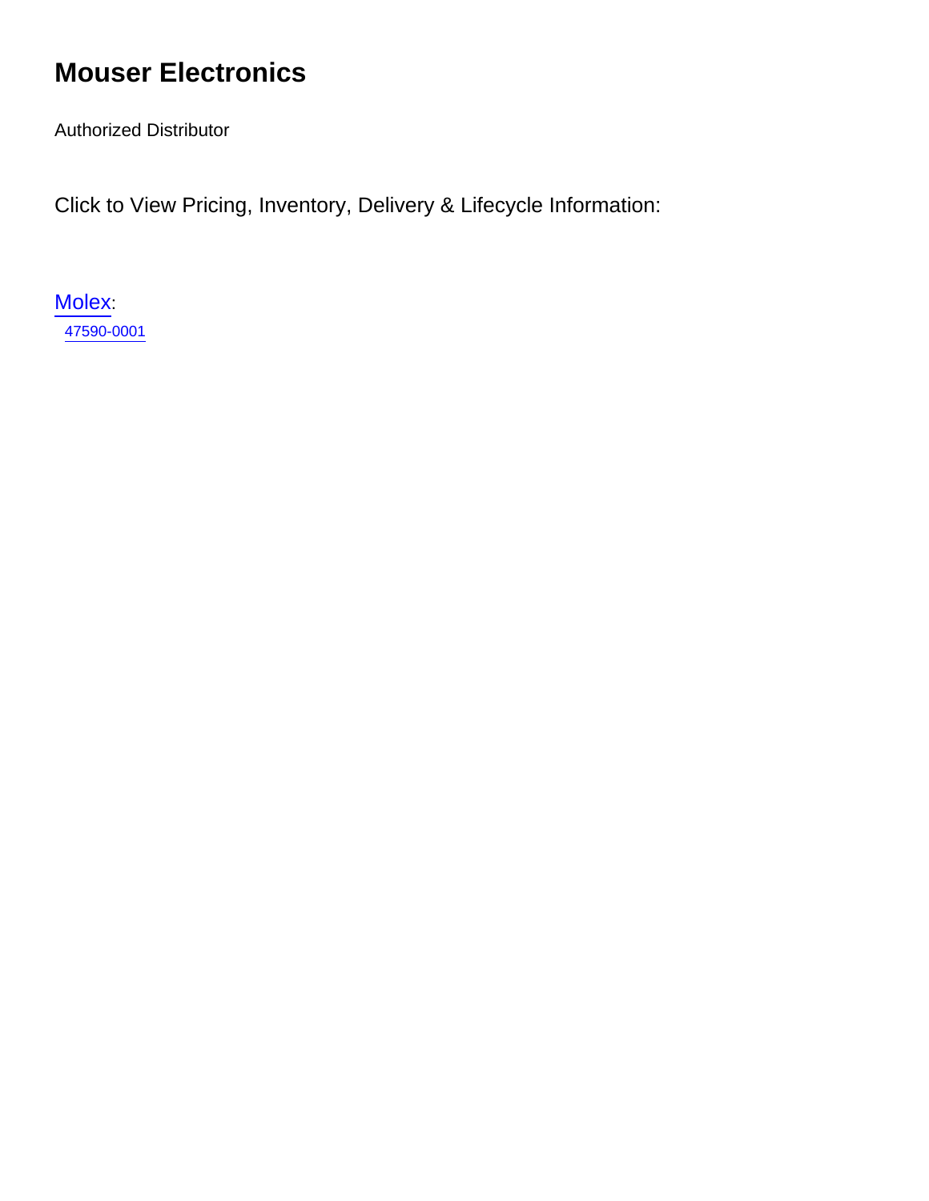# Mouser Electronics

Authorized Distributor

Click to View Pricing, Inventory, Delivery & Lifecycle Information:

Molex:

47590-0001